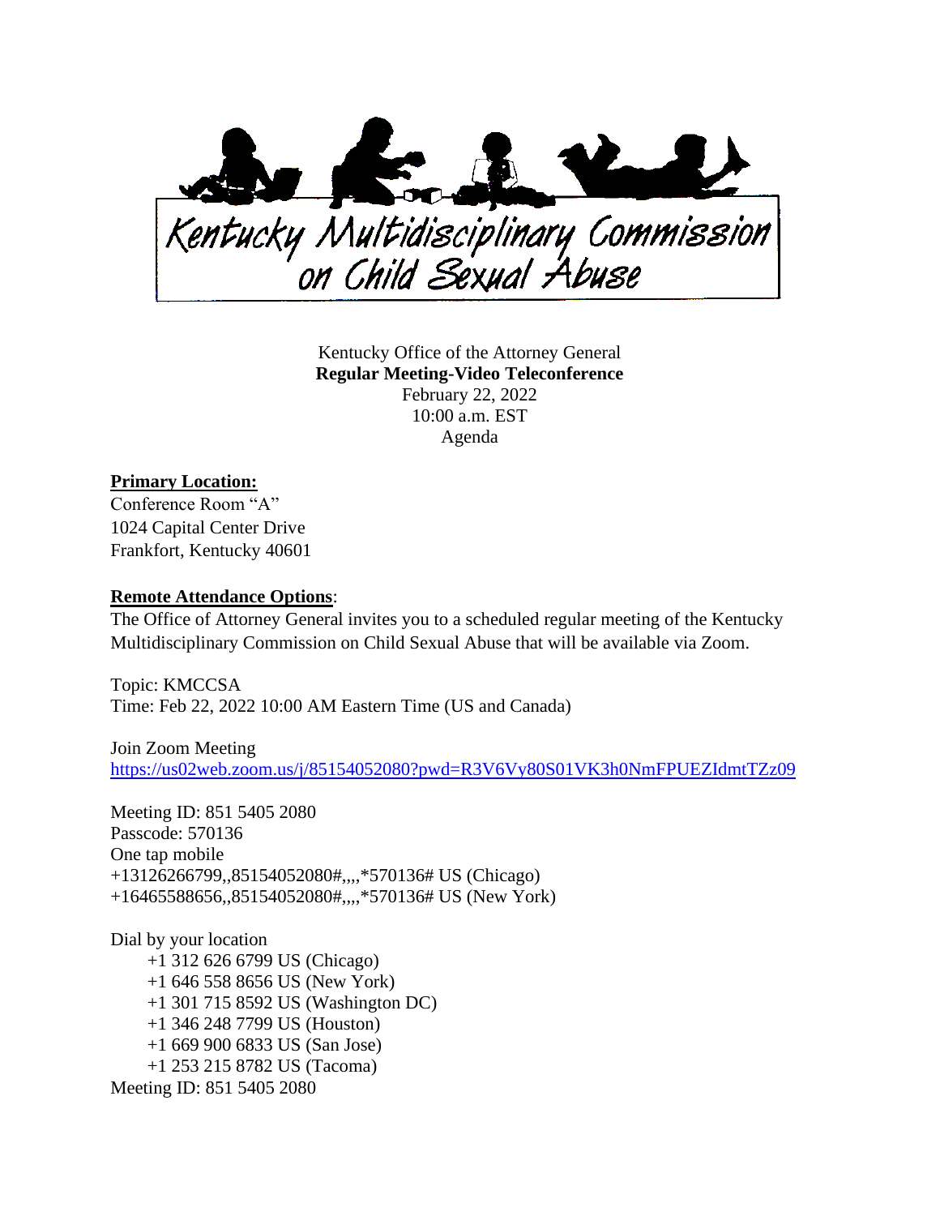Kentucky Multidisciplinary Commission on Child Sexual Abuse

Kentucky Office of the Attorney General
**Regular Meeting-Video Teleconference**
February 22, 2022
10:00 a.m. EST
Agenda

**Primary Location:**
Conference Room "A"
1024 Capital Center Drive
Frankfort, Kentucky 40601

**Remote Attendance Options**:
The Office of Attorney General invites you to a scheduled regular meeting of the Kentucky Multidisciplinary Commission on Child Sexual Abuse that will be available via Zoom.

Topic: KMCCSA
Time: Feb 22, 2022 10:00 AM Eastern Time (US and Canada)

Join Zoom Meeting
https://us02web.zoom.us/j/85154052080?pwd=R3V6Vy80S01VK3h0NmFPUEZIdmtTZz09

Meeting ID: 851 5405 2080
Passcode: 570136
One tap mobile
+13126266799,,85154052080#,,,,*570136# US (Chicago)
+16465588656,,85154052080#,,,,*570136# US (New York)

Dial by your location
+1 312 626 6799 US (Chicago)
+1 646 558 8656 US (New York)
+1 301 715 8592 US (Washington DC)
+1 346 248 7799 US (Houston)
+1 669 900 6833 US (San Jose)
+1 253 215 8782 US (Tacoma)
Meeting ID: 851 5405 2080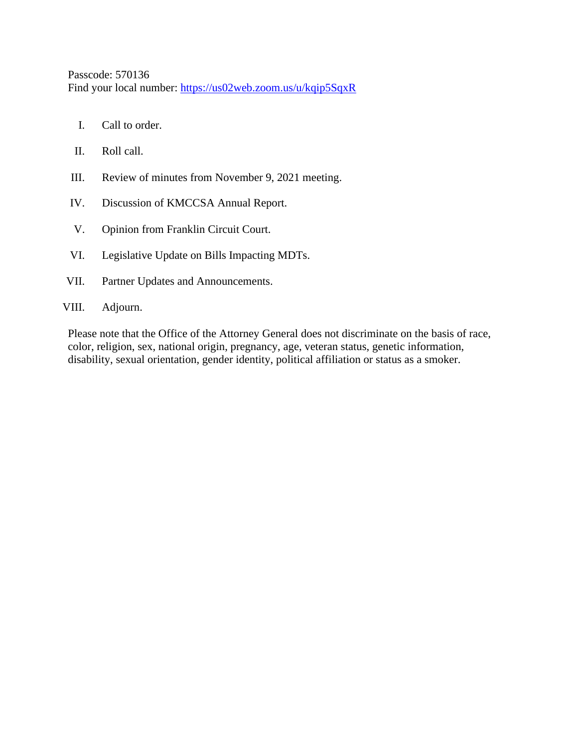Passcode: 570136
Find your local number: [https://us02web.zoom.us/u/kqip5SqxR](https://us02web.zoom.us/u/kqip5SqxR)

I. Call to order.

II. Roll call.

III. Review of minutes from November 9, 2021 meeting.

IV. Discussion of KMCCSA Annual Report.

V. Opinion from Franklin Circuit Court.

VI. Legislative Update on Bills Impacting MDTs.

VII. Partner Updates and Announcements.

VIII. Adjourn.

Please note that the Office of the Attorney General does not discriminate on the basis of race, color, religion, sex, national origin, pregnancy, age, veteran status, genetic information, disability, sexual orientation, gender identity, political affiliation or status as a smoker.